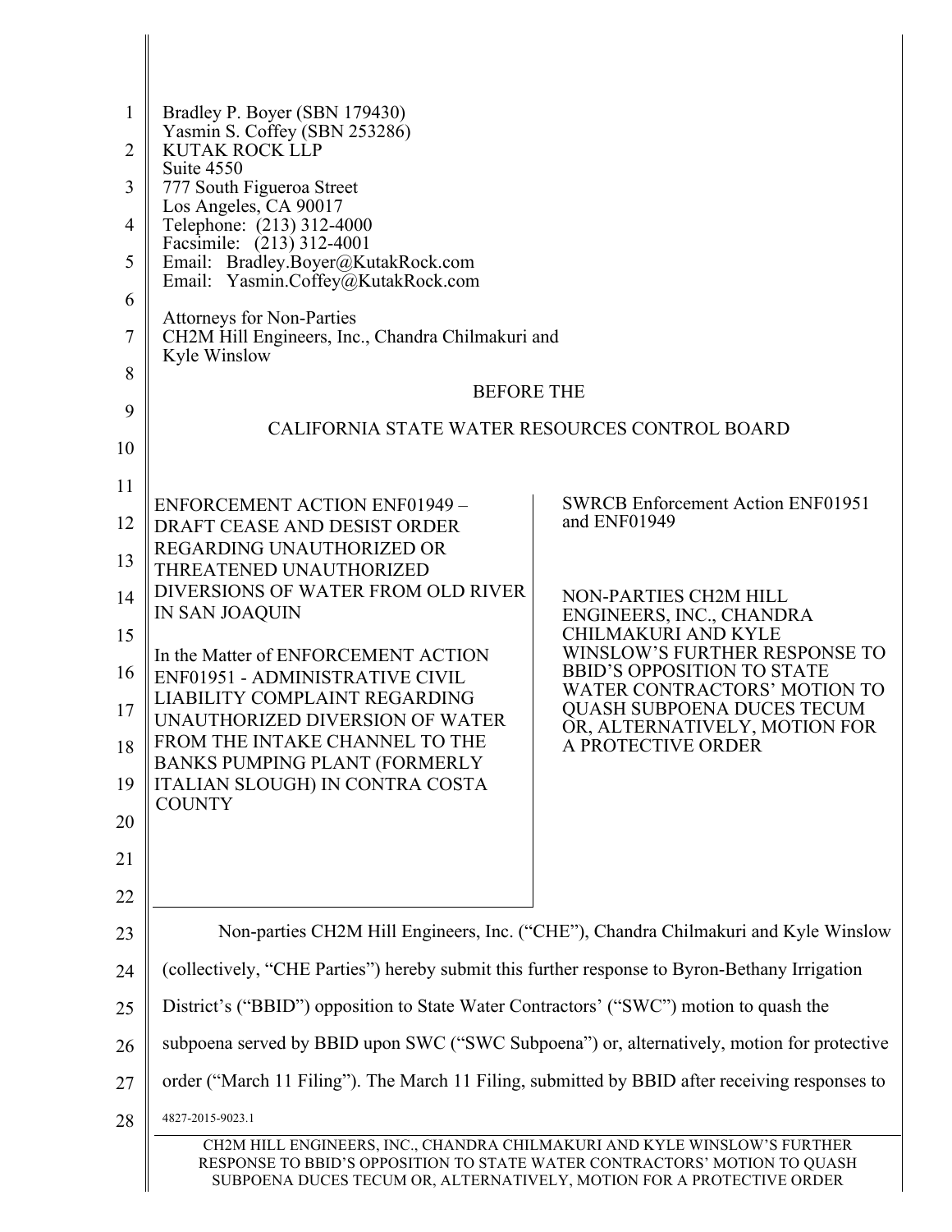Bradley P. Boyer (SBN 179430)
Yasmin S. Coffey (SBN 253286)
KUTAK ROCK LLP
Suite 4550
777 South Figueroa Street
Los Angeles, CA 90017
Telephone: (213) 312-4000
Facsimile: (213) 312-4001
Email: Bradley.Boyer@KutakRock.com
Email: Yasmin.Coffey@KutakRock.com

Attorneys for Non-Parties
CH2M Hill Engineers, Inc., Chandra Chilmakuri and Kyle Winslow

BEFORE THE

CALIFORNIA STATE WATER RESOURCES CONTROL BOARD

| | |
|---|---|
| ENFORCEMENT ACTION ENF01949 – DRAFT CEASE AND DESIST ORDER REGARDING UNAUTHORIZED OR THREATENED UNAUTHORIZED DIVERSIONS OF WATER FROM OLD RIVER IN SAN JOAQUIN<br><br>In the Matter of ENFORCEMENT ACTION ENF01951 - ADMINISTRATIVE CIVIL LIABILITY COMPLAINT REGARDING UNAUTHORIZED DIVERSION OF WATER FROM THE INTAKE CHANNEL TO THE BANKS PUMPING PLANT (FORMERLY ITALIAN SLOUGH) IN CONTRA COSTA COUNTY | SWRCB Enforcement Action ENF01951 and ENF01949<br><br>NON-PARTIES CH2M HILL ENGINEERS, INC., CHANDRA CHILMAKURI AND KYLE WINSLOW'S FURTHER RESPONSE TO BBID'S OPPOSITION TO STATE WATER CONTRACTORS' MOTION TO QUASH SUBPOENA DUCES TECUM OR, ALTERNATIVELY, MOTION FOR A PROTECTIVE ORDER |

Non-parties CH2M Hill Engineers, Inc. ("CHE"), Chandra Chilmakuri and Kyle Winslow (collectively, "CHE Parties") hereby submit this further response to Byron-Bethany Irrigation District's ("BBID") opposition to State Water Contractors' ("SWC") motion to quash the subpoena served by BBID upon SWC ("SWC Subpoena") or, alternatively, motion for protective order ("March 11 Filing"). The March 11 Filing, submitted by BBID after receiving responses to

4827-2015-9023.1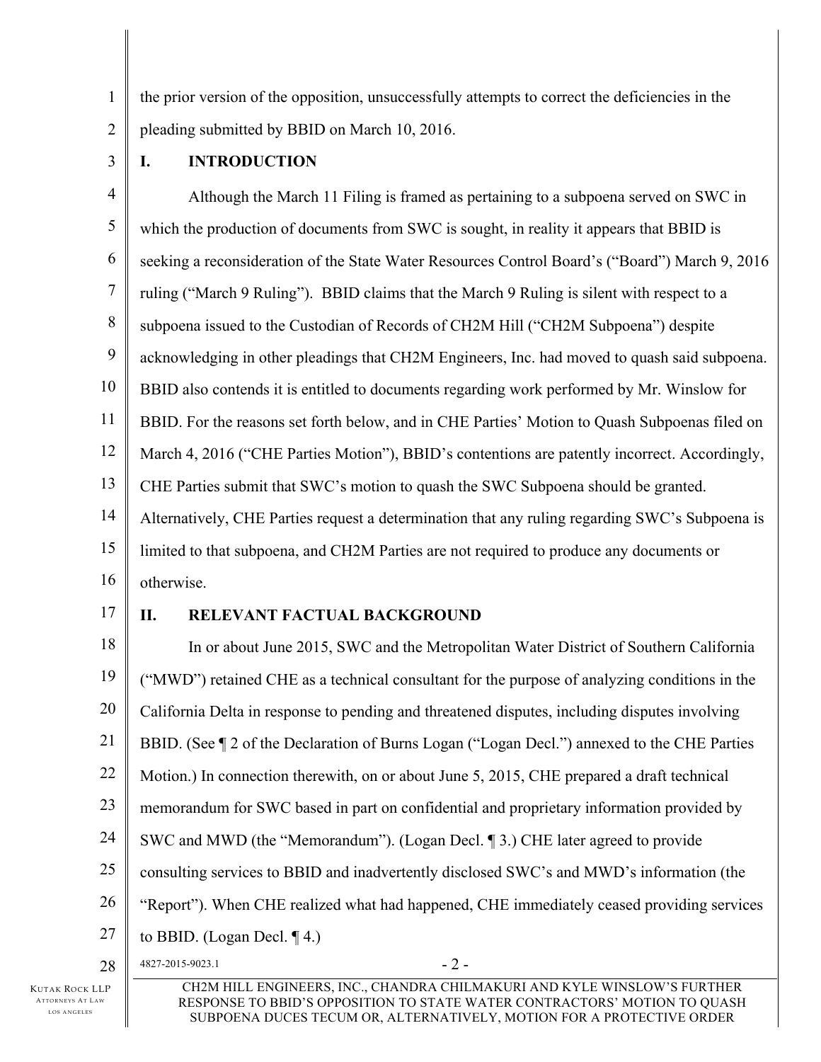the prior version of the opposition, unsuccessfully attempts to correct the deficiencies in the pleading submitted by BBID on March 10, 2016.

## I. INTRODUCTION

Although the March 11 Filing is framed as pertaining to a subpoena served on SWC in which the production of documents from SWC is sought, in reality it appears that BBID is seeking a reconsideration of the State Water Resources Control Board's ("Board") March 9, 2016 ruling ("March 9 Ruling"). BBID claims that the March 9 Ruling is silent with respect to a subpoena issued to the Custodian of Records of CH2M Hill ("CH2M Subpoena") despite acknowledging in other pleadings that CH2M Engineers, Inc. had moved to quash said subpoena. BBID also contends it is entitled to documents regarding work performed by Mr. Winslow for BBID. For the reasons set forth below, and in CHE Parties' Motion to Quash Subpoenas filed on March 4, 2016 ("CHE Parties Motion"), BBID's contentions are patently incorrect. Accordingly, CHE Parties submit that SWC's motion to quash the SWC Subpoena should be granted. Alternatively, CHE Parties request a determination that any ruling regarding SWC's Subpoena is limited to that subpoena, and CH2M Parties are not required to produce any documents or otherwise.

## II. RELEVANT FACTUAL BACKGROUND

In or about June 2015, SWC and the Metropolitan Water District of Southern California ("MWD") retained CHE as a technical consultant for the purpose of analyzing conditions in the California Delta in response to pending and threatened disputes, including disputes involving BBID. (See ¶ 2 of the Declaration of Burns Logan ("Logan Decl.") annexed to the CHE Parties Motion.) In connection therewith, on or about June 5, 2015, CHE prepared a draft technical memorandum for SWC based in part on confidential and proprietary information provided by SWC and MWD (the "Memorandum"). (Logan Decl. ¶ 3.) CHE later agreed to provide consulting services to BBID and inadvertently disclosed SWC's and MWD's information (the "Report"). When CHE realized what had happened, CHE immediately ceased providing services to BBID. (Logan Decl. ¶ 4.)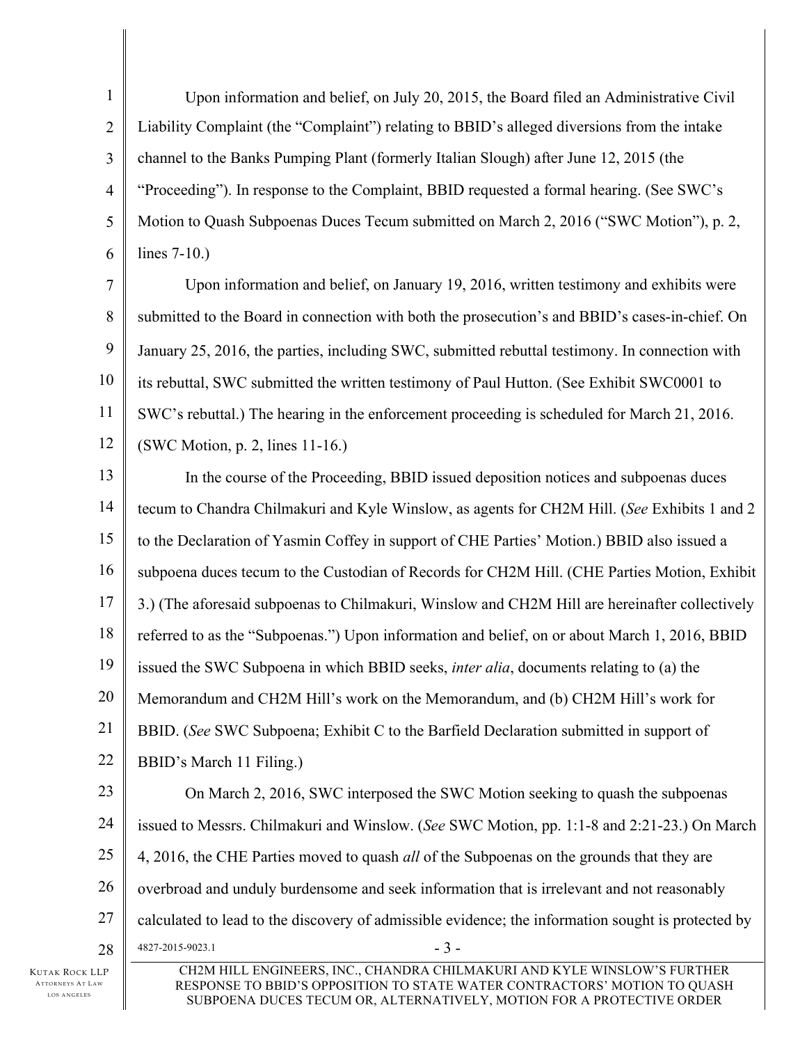Upon information and belief, on July 20, 2015, the Board filed an Administrative Civil Liability Complaint (the "Complaint") relating to BBID's alleged diversions from the intake channel to the Banks Pumping Plant (formerly Italian Slough) after June 12, 2015 (the "Proceeding"). In response to the Complaint, BBID requested a formal hearing. (See SWC's Motion to Quash Subpoenas Duces Tecum submitted on March 2, 2016 ("SWC Motion"), p. 2, lines 7-10.)

Upon information and belief, on January 19, 2016, written testimony and exhibits were submitted to the Board in connection with both the prosecution's and BBID's cases-in-chief. On January 25, 2016, the parties, including SWC, submitted rebuttal testimony. In connection with its rebuttal, SWC submitted the written testimony of Paul Hutton. (See Exhibit SWC0001 to SWC's rebuttal.) The hearing in the enforcement proceeding is scheduled for March 21, 2016. (SWC Motion, p. 2, lines 11-16.)

In the course of the Proceeding, BBID issued deposition notices and subpoenas duces tecum to Chandra Chilmakuri and Kyle Winslow, as agents for CH2M Hill. (*See* Exhibits 1 and 2 to the Declaration of Yasmin Coffey in support of CHE Parties' Motion.) BBID also issued a subpoena duces tecum to the Custodian of Records for CH2M Hill. (CHE Parties Motion, Exhibit 3.) (The aforesaid subpoenas to Chilmakuri, Winslow and CH2M Hill are hereinafter collectively referred to as the "Subpoenas.") Upon information and belief, on or about March 1, 2016, BBID issued the SWC Subpoena in which BBID seeks, *inter alia*, documents relating to (a) the Memorandum and CH2M Hill's work on the Memorandum, and (b) CH2M Hill's work for BBID. (*See* SWC Subpoena; Exhibit C to the Barfield Declaration submitted in support of BBID's March 11 Filing.)

On March 2, 2016, SWC interposed the SWC Motion seeking to quash the subpoenas issued to Messrs. Chilmakuri and Winslow. (*See* SWC Motion, pp. 1:1-8 and 2:21-23.) On March 4, 2016, the CHE Parties moved to quash *all* of the Subpoenas on the grounds that they are overbroad and unduly burdensome and seek information that is irrelevant and not reasonably calculated to lead to the discovery of admissible evidence; the information sought is protected by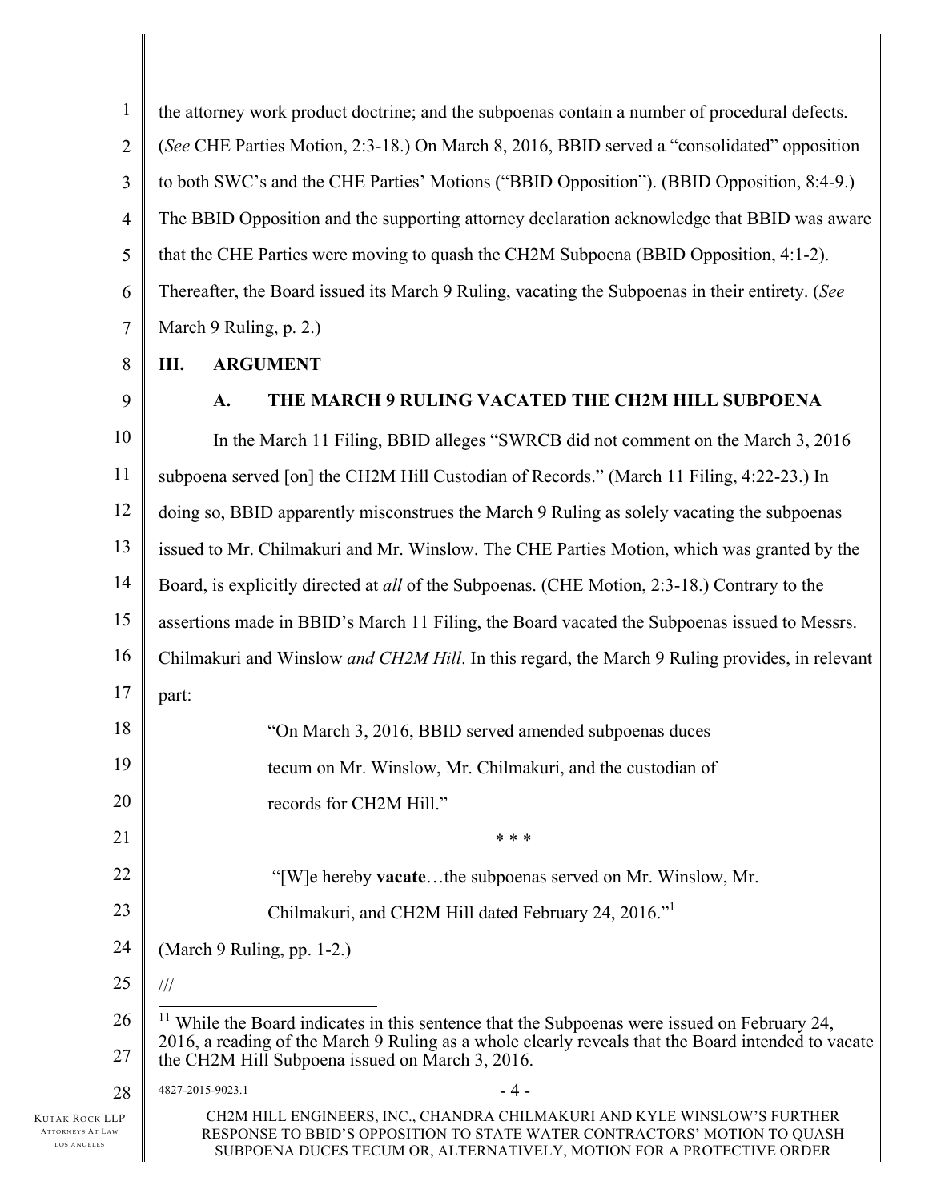the attorney work product doctrine; and the subpoenas contain a number of procedural defects. (*See* CHE Parties Motion, 2:3-18.) On March 8, 2016, BBID served a "consolidated" opposition to both SWC's and the CHE Parties' Motions ("BBID Opposition"). (BBID Opposition, 8:4-9.) The BBID Opposition and the supporting attorney declaration acknowledge that BBID was aware that the CHE Parties were moving to quash the CH2M Subpoena (BBID Opposition, 4:1-2). Thereafter, the Board issued its March 9 Ruling, vacating the Subpoenas in their entirety. (*See* March 9 Ruling, p. 2.)

## III. ARGUMENT

### A. THE MARCH 9 RULING VACATED THE CH2M HILL SUBPOENA

In the March 11 Filing, BBID alleges "SWRCB did not comment on the March 3, 2016 subpoena served [on] the CH2M Hill Custodian of Records." (March 11 Filing, 4:22-23.) In doing so, BBID apparently misconstrues the March 9 Ruling as solely vacating the subpoenas issued to Mr. Chilmakuri and Mr. Winslow. The CHE Parties Motion, which was granted by the Board, is explicitly directed at *all* of the Subpoenas. (CHE Motion, 2:3-18.) Contrary to the assertions made in BBID's March 11 Filing, the Board vacated the Subpoenas issued to Messrs. Chilmakuri and Winslow *and CH2M Hill*. In this regard, the March 9 Ruling provides, in relevant part:

> "On March 3, 2016, BBID served amended subpoenas duces tecum on Mr. Winslow, Mr. Chilmakuri, and the custodian of records for CH2M Hill."
>
> \* \* \*
>
> "[W]e hereby **vacate**…the subpoenas served on Mr. Winslow, Mr. Chilmakuri, and CH2M Hill dated February 24, 2016."[11]

(March 9 Ruling, pp. 1-2.)

///

[11] While the Board indicates in this sentence that the Subpoenas were issued on February 24, 2016, a reading of the March 9 Ruling as a whole clearly reveals that the Board intended to vacate the CH2M Hill Subpoena issued on March 3, 2016.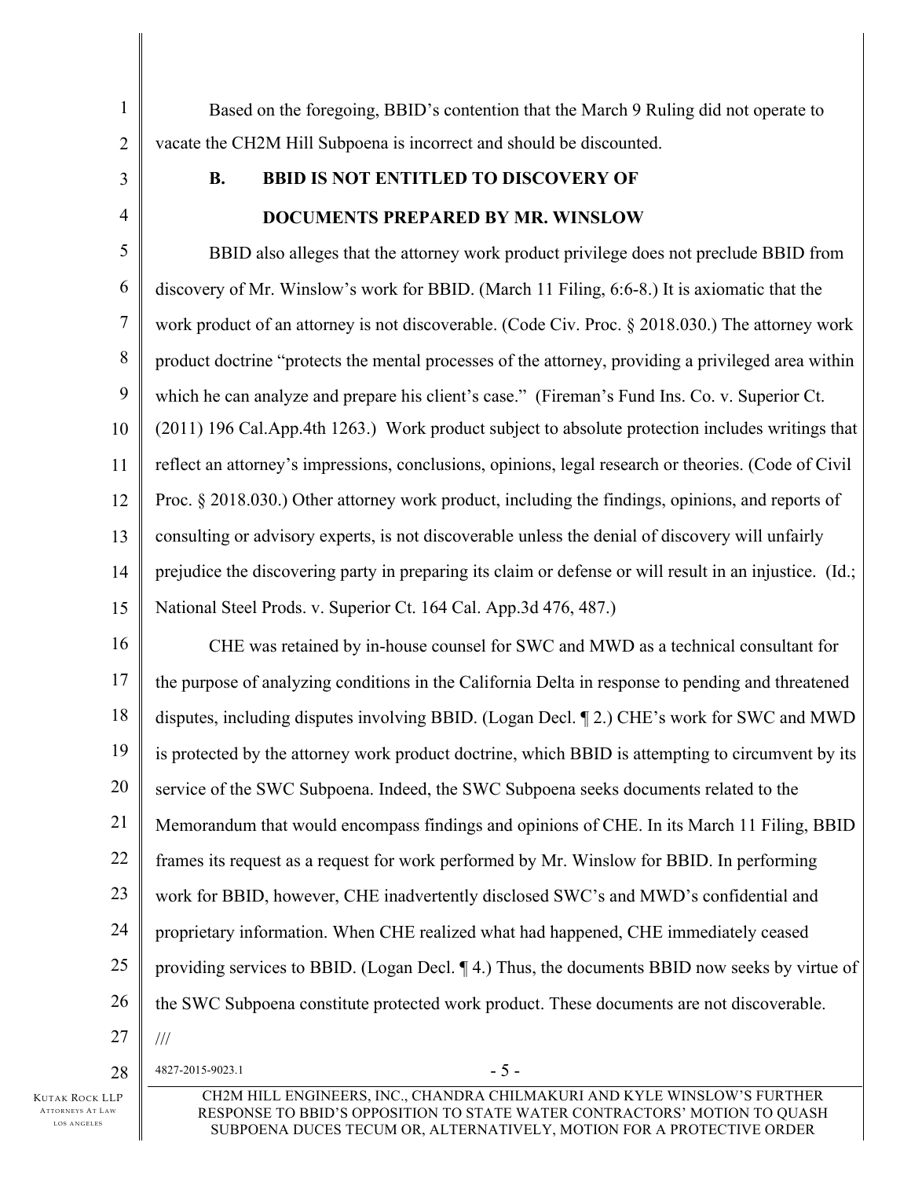Based on the foregoing, BBID's contention that the March 9 Ruling did not operate to vacate the CH2M Hill Subpoena is incorrect and should be discounted.

## B. BBID IS NOT ENTITLED TO DISCOVERY OF DOCUMENTS PREPARED BY MR. WINSLOW

BBID also alleges that the attorney work product privilege does not preclude BBID from discovery of Mr. Winslow's work for BBID. (March 11 Filing, 6:6-8.) It is axiomatic that the work product of an attorney is not discoverable. (Code Civ. Proc. § 2018.030.) The attorney work product doctrine "protects the mental processes of the attorney, providing a privileged area within which he can analyze and prepare his client's case." (Fireman's Fund Ins. Co. v. Superior Ct. (2011) 196 Cal.App.4th 1263.) Work product subject to absolute protection includes writings that reflect an attorney's impressions, conclusions, opinions, legal research or theories. (Code of Civil Proc. § 2018.030.) Other attorney work product, including the findings, opinions, and reports of consulting or advisory experts, is not discoverable unless the denial of discovery will unfairly prejudice the discovering party in preparing its claim or defense or will result in an injustice. (Id.; National Steel Prods. v. Superior Ct. 164 Cal. App.3d 476, 487.)

CHE was retained by in-house counsel for SWC and MWD as a technical consultant for the purpose of analyzing conditions in the California Delta in response to pending and threatened disputes, including disputes involving BBID. (Logan Decl. ¶ 2.) CHE's work for SWC and MWD is protected by the attorney work product doctrine, which BBID is attempting to circumvent by its service of the SWC Subpoena. Indeed, the SWC Subpoena seeks documents related to the Memorandum that would encompass findings and opinions of CHE. In its March 11 Filing, BBID frames its request as a request for work performed by Mr. Winslow for BBID. In performing work for BBID, however, CHE inadvertently disclosed SWC's and MWD's confidential and proprietary information. When CHE realized what had happened, CHE immediately ceased providing services to BBID. (Logan Decl. ¶ 4.) Thus, the documents BBID now seeks by virtue of the SWC Subpoena constitute protected work product. These documents are not discoverable.

///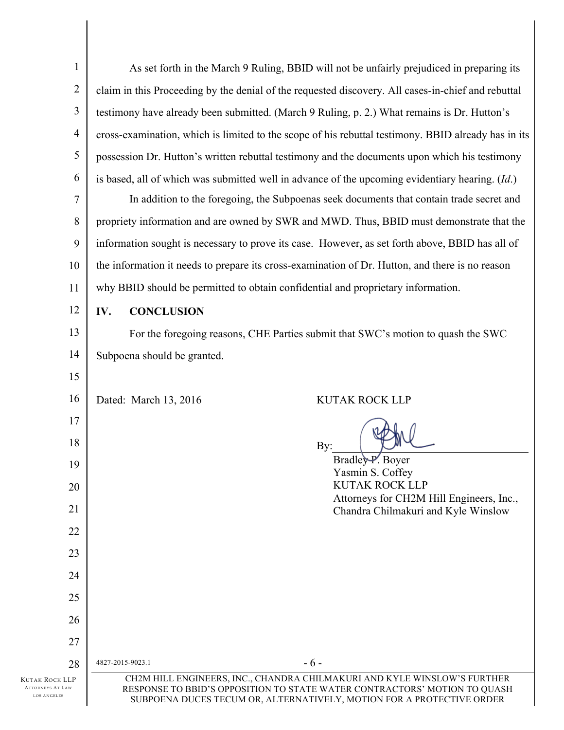As set forth in the March 9 Ruling, BBID will not be unfairly prejudiced in preparing its claim in this Proceeding by the denial of the requested discovery. All cases-in-chief and rebuttal testimony have already been submitted. (March 9 Ruling, p. 2.) What remains is Dr. Hutton's cross-examination, which is limited to the scope of his rebuttal testimony. BBID already has in its possession Dr. Hutton's written rebuttal testimony and the documents upon which his testimony is based, all of which was submitted well in advance of the upcoming evidentiary hearing. (*Id*.)

In addition to the foregoing, the Subpoenas seek documents that contain trade secret and propriety information and are owned by SWR and MWD. Thus, BBID must demonstrate that the information sought is necessary to prove its case. However, as set forth above, BBID has all of the information it needs to prepare its cross-examination of Dr. Hutton, and there is no reason why BBID should be permitted to obtain confidential and proprietary information.

## IV. CONCLUSION

For the foregoing reasons, CHE Parties submit that SWC's motion to quash the SWC Subpoena should be granted.

Dated: March 13, 2016

KUTAK ROCK LLP

By: ______________________

Bradley P. Boyer
Yasmin S. Coffey
KUTAK ROCK LLP
Attorneys for CH2M Hill Engineers, Inc., Chandra Chilmakuri and Kyle Winslow

4827-2015-9023.1

CH2M HILL ENGINEERS, INC., CHANDRA CHILMAKURI AND KYLE WINSLOW'S FURTHER RESPONSE TO BBID'S OPPOSITION TO STATE WATER CONTRACTORS' MOTION TO QUASH SUBPOENA DUCES TECUM OR, ALTERNATIVELY, MOTION FOR A PROTECTIVE ORDER